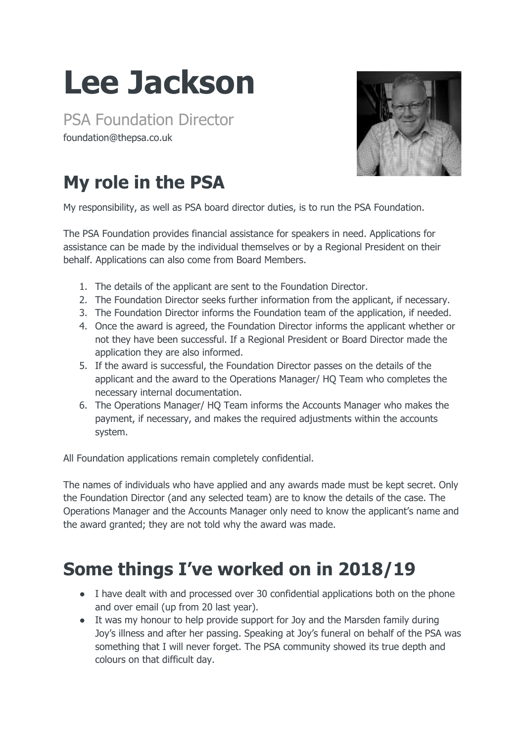# Lee Jackson

PSA Foundation Director

foundation@thepsa.co.uk

## My role in the PSA

My responsibility, as well as PSA board director duties, is to run the PSA Foundation.

The PSA Foundation provides financial assistance for speakers in need. Applications for assistance can be made by the individual themselves or by a Regional President on their behalf. Applications can also come from Board Members.

1. The details of the applicant are sent to the Foundation Director.
2. The Foundation Director seeks further information from the applicant, if necessary.
3. The Foundation Director informs the Foundation team of the application, if needed.
4. Once the award is agreed, the Foundation Director informs the applicant whether or not they have been successful. If a Regional President or Board Director made the application they are also informed.
5. If the award is successful, the Foundation Director passes on the details of the applicant and the award to the Operations Manager/ HQ Team who completes the necessary internal documentation.
6. The Operations Manager/ HQ Team informs the Accounts Manager who makes the payment, if necessary, and makes the required adjustments within the accounts system.

All Foundation applications remain completely confidential.

The names of individuals who have applied and any awards made must be kept secret. Only the Foundation Director (and any selected team) are to know the details of the case. The Operations Manager and the Accounts Manager only need to know the applicant's name and the award granted; they are not told why the award was made.

## Some things I've worked on in 2018/19

- I have dealt with and processed over 30 confidential applications both on the phone and over email (up from 20 last year).
- It was my honour to help provide support for Joy and the Marsden family during Joy's illness and after her passing. Speaking at Joy's funeral on behalf of the PSA was something that I will never forget. The PSA community showed its true depth and colours on that difficult day.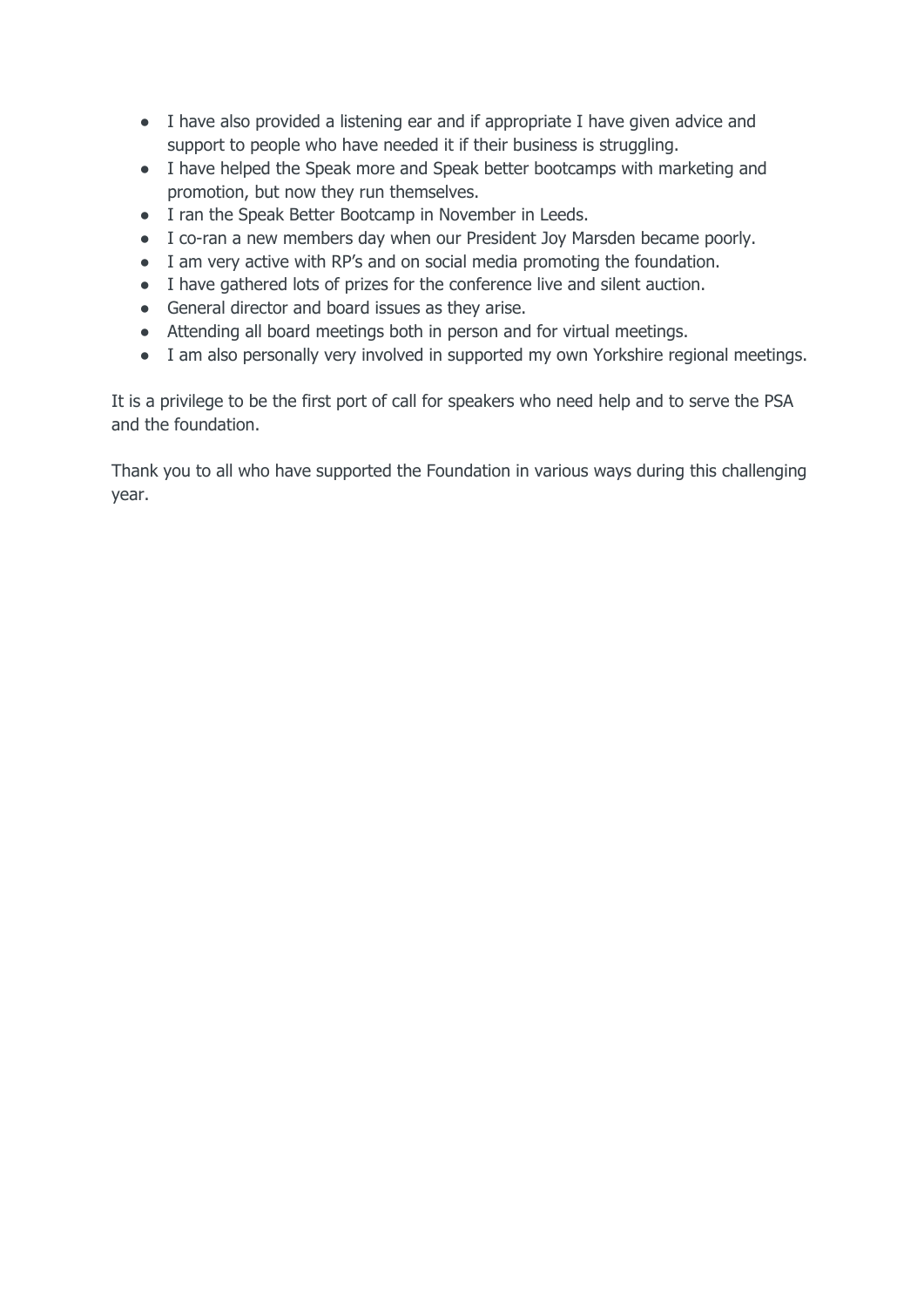- I have also provided a listening ear and if appropriate I have given advice and support to people who have needed it if their business is struggling.
- I have helped the Speak more and Speak better bootcamps with marketing and promotion, but now they run themselves.
- I ran the Speak Better Bootcamp in November in Leeds.
- I co-ran a new members day when our President Joy Marsden became poorly.
- I am very active with RP's and on social media promoting the foundation.
- I have gathered lots of prizes for the conference live and silent auction.
- General director and board issues as they arise.
- Attending all board meetings both in person and for virtual meetings.
- I am also personally very involved in supported my own Yorkshire regional meetings.

It is a privilege to be the first port of call for speakers who need help and to serve the PSA and the foundation.

Thank you to all who have supported the Foundation in various ways during this challenging year.